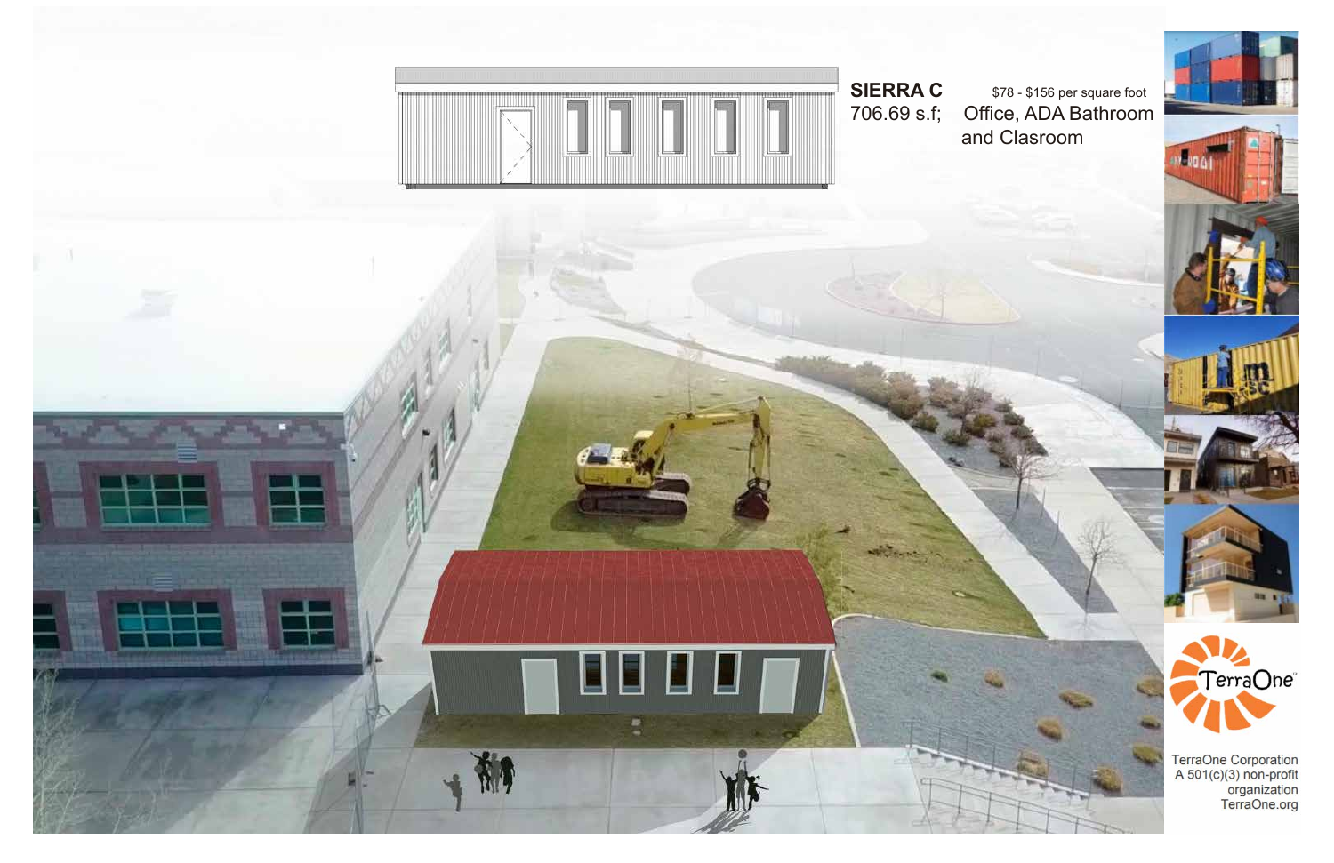**SIERRA C**
706.69 s.f;

$78 - $156 per square foot
Office, ADA Bathroom and Clasroom

TerraOne Corporation
A 501(c)(3) non-profit organization
TerraOne.org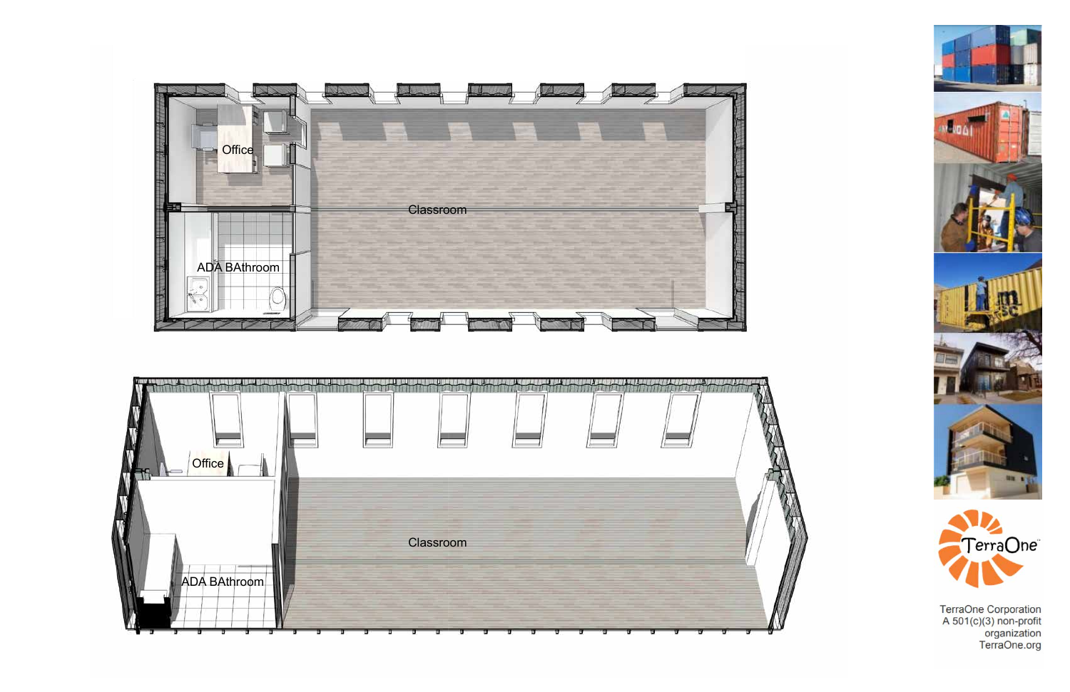Office

ADA BAthroom

Classroom

Office

ADA BAthroom

Classroom

TerraOne

TerraOne Corporation
A 501(c)(3) non-profit organization
TerraOne.org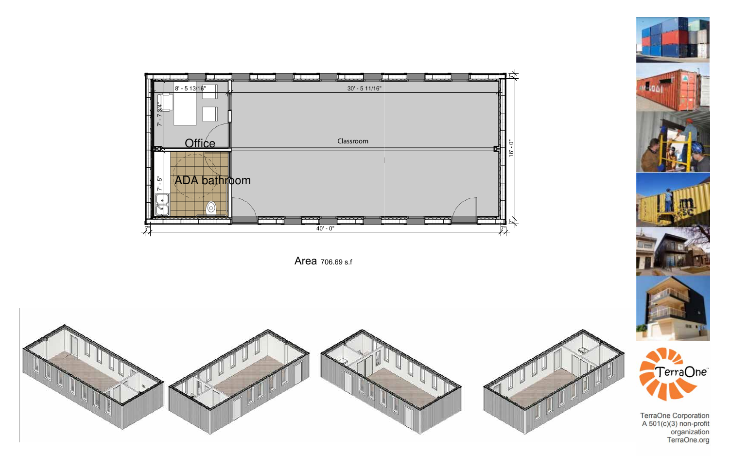Office

ADA bathroom

Classroom

8' - 5 13/16"

30' - 5 11/16"

7' - 7 3/4"

7' - 5"

16' - 0"

40' - 0"

Area 706.69 s.f

TerraOne

TerraOne Corporation
A 501(c)(3) non-profit organization
TerraOne.org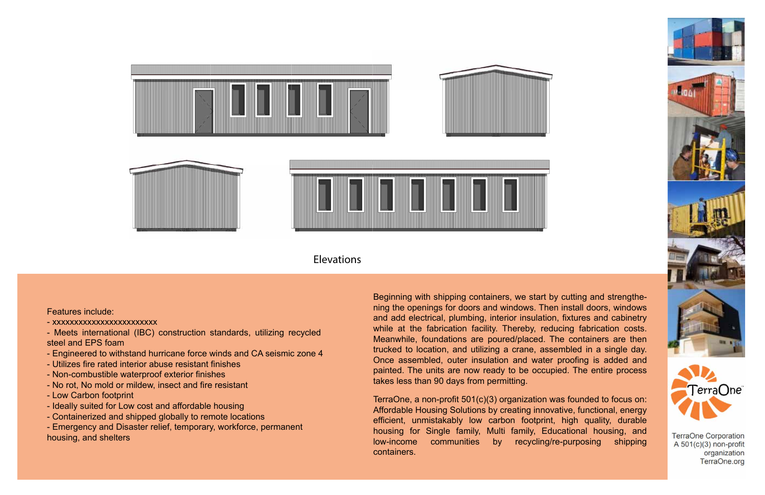Elevations

Features include:

- xxxxxxxxxxxxxxxxxxxxxxxx
- Meets international (IBC) construction standards, utilizing recycled steel and EPS foam
- Engineered to withstand hurricane force winds and CA seismic zone 4
- Utilizes fire rated interior abuse resistant finishes
- Non-combustible waterproof exterior finishes
- No rot, No mold or mildew, insect and fire resistant
- Low Carbon footprint
- Ideally suited for Low cost and affordable housing
- Containerized and shipped globally to remote locations
- Emergency and Disaster relief, temporary, workforce, permanent housing, and shelters

Beginning with shipping containers, we start by cutting and strengthening the openings for doors and windows. Then install doors, windows and add electrical, plumbing, interior insulation, fixtures and cabinetry while at the fabrication facility. Thereby, reducing fabrication costs. Meanwhile, foundations are poured/placed. The containers are then trucked to location, and utilizing a crane, assembled in a single day. Once assembled, outer insulation and water proofing is added and painted. The units are now ready to be occupied. The entire process takes less than 90 days from permitting.

TerraOne, a non-profit 501(c)(3) organization was founded to focus on: Affordable Housing Solutions by creating innovative, functional, energy efficient, unmistakably low carbon footprint, high quality, durable housing for Single family, Multi family, Educational housing, and low-income communities by recycling/re-purposing shipping containers.

TerraOne

TerraOne Corporation
A 501(c)(3) non-profit organization
TerraOne.org